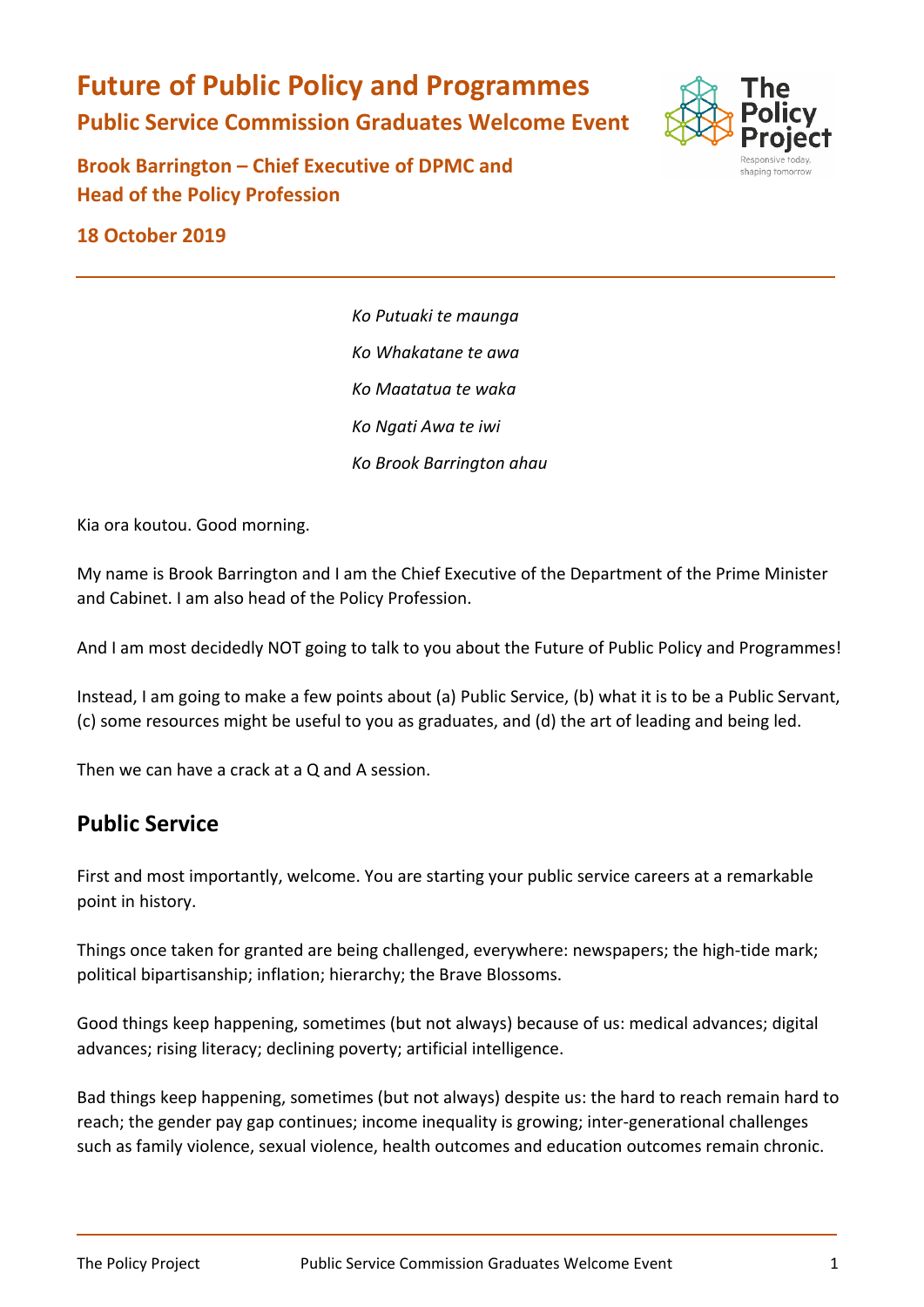# Future of Public Policy and Programmes

## Public Service Commission Graduates Welcome Event

**Brook Barrington – Chief Executive of DPMC and Head of the Policy Profession**

**18 October 2019**

---

*Ko Putuaki te maunga*

*Ko Whakatane te awa*

*Ko Maatatua te waka*

*Ko Ngati Awa te iwi*

*Ko Brook Barrington ahau*

Kia ora koutou. Good morning.

My name is Brook Barrington and I am the Chief Executive of the Department of the Prime Minister and Cabinet. I am also head of the Policy Profession.

And I am most decidedly NOT going to talk to you about the Future of Public Policy and Programmes!

Instead, I am going to make a few points about (a) Public Service, (b) what it is to be a Public Servant, (c) some resources might be useful to you as graduates, and (d) the art of leading and being led.

Then we can have a crack at a Q and A session.

## Public Service

First and most importantly, welcome. You are starting your public service careers at a remarkable point in history.

Things once taken for granted are being challenged, everywhere: newspapers; the high-tide mark; political bipartisanship; inflation; hierarchy; the Brave Blossoms.

Good things keep happening, sometimes (but not always) because of us: medical advances; digital advances; rising literacy; declining poverty; artificial intelligence.

Bad things keep happening, sometimes (but not always) despite us: the hard to reach remain hard to reach; the gender pay gap continues; income inequality is growing; inter-generational challenges such as family violence, sexual violence, health outcomes and education outcomes remain chronic.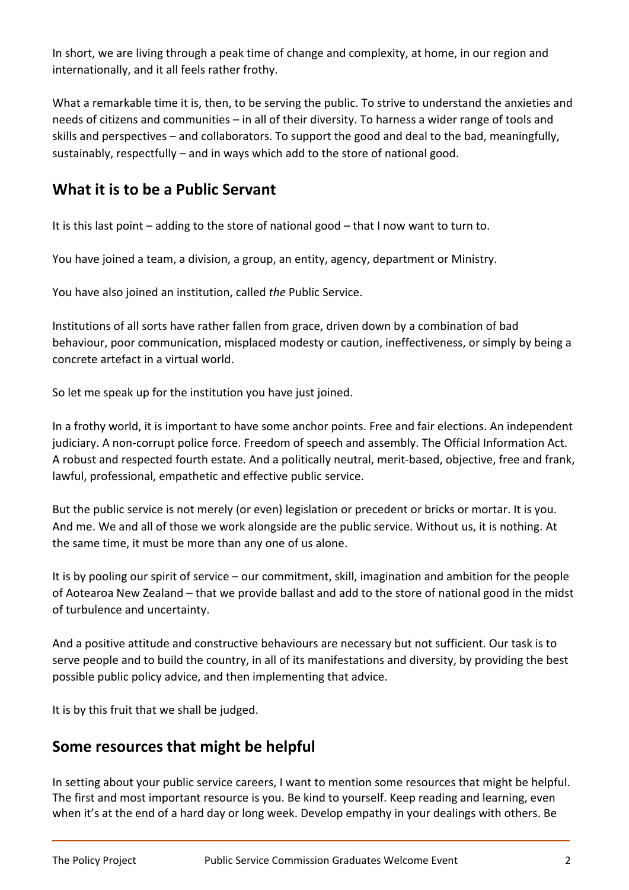In short, we are living through a peak time of change and complexity, at home, in our region and internationally, and it all feels rather frothy.

What a remarkable time it is, then, to be serving the public. To strive to understand the anxieties and needs of citizens and communities – in all of their diversity. To harness a wider range of tools and skills and perspectives – and collaborators. To support the good and deal to the bad, meaningfully, sustainably, respectfully – and in ways which add to the store of national good.

## What it is to be a Public Servant

It is this last point – adding to the store of national good – that I now want to turn to.

You have joined a team, a division, a group, an entity, agency, department or Ministry.

You have also joined an institution, called *the* Public Service.

Institutions of all sorts have rather fallen from grace, driven down by a combination of bad behaviour, poor communication, misplaced modesty or caution, ineffectiveness, or simply by being a concrete artefact in a virtual world.

So let me speak up for the institution you have just joined.

In a frothy world, it is important to have some anchor points. Free and fair elections. An independent judiciary. A non-corrupt police force. Freedom of speech and assembly. The Official Information Act. A robust and respected fourth estate. And a politically neutral, merit-based, objective, free and frank, lawful, professional, empathetic and effective public service.

But the public service is not merely (or even) legislation or precedent or bricks or mortar. It is you. And me. We and all of those we work alongside are the public service. Without us, it is nothing. At the same time, it must be more than any one of us alone.

It is by pooling our spirit of service – our commitment, skill, imagination and ambition for the people of Aotearoa New Zealand – that we provide ballast and add to the store of national good in the midst of turbulence and uncertainty.

And a positive attitude and constructive behaviours are necessary but not sufficient. Our task is to serve people and to build the country, in all of its manifestations and diversity, by providing the best possible public policy advice, and then implementing that advice.

It is by this fruit that we shall be judged.

## Some resources that might be helpful

In setting about your public service careers, I want to mention some resources that might be helpful. The first and most important resource is you. Be kind to yourself. Keep reading and learning, even when it's at the end of a hard day or long week. Develop empathy in your dealings with others. Be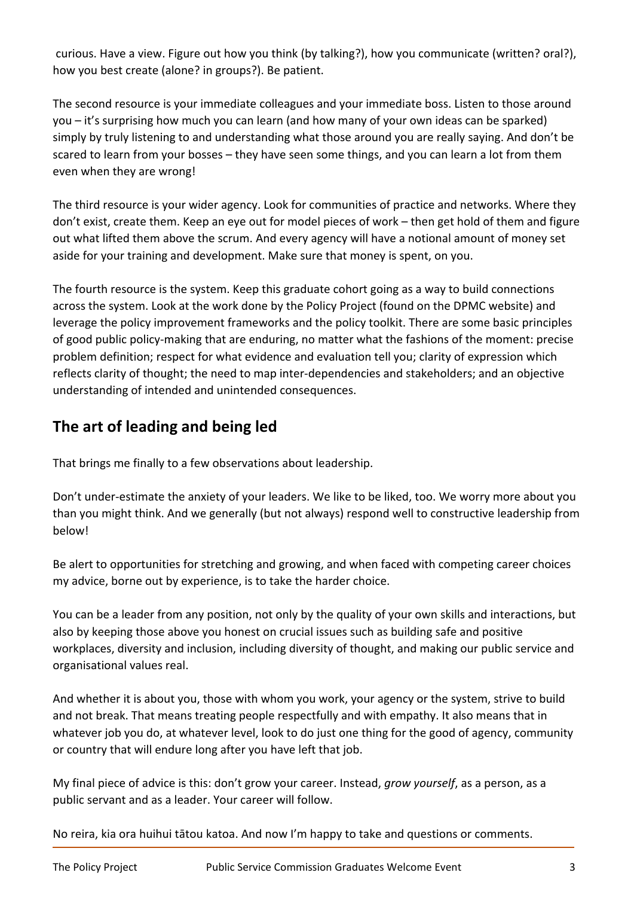curious. Have a view. Figure out how you think (by talking?), how you communicate (written? oral?), how you best create (alone? in groups?). Be patient.

The second resource is your immediate colleagues and your immediate boss. Listen to those around you – it's surprising how much you can learn (and how many of your own ideas can be sparked) simply by truly listening to and understanding what those around you are really saying. And don't be scared to learn from your bosses – they have seen some things, and you can learn a lot from them even when they are wrong!

The third resource is your wider agency. Look for communities of practice and networks. Where they don't exist, create them. Keep an eye out for model pieces of work – then get hold of them and figure out what lifted them above the scrum. And every agency will have a notional amount of money set aside for your training and development. Make sure that money is spent, on you.

The fourth resource is the system. Keep this graduate cohort going as a way to build connections across the system. Look at the work done by the Policy Project (found on the DPMC website) and leverage the policy improvement frameworks and the policy toolkit. There are some basic principles of good public policy-making that are enduring, no matter what the fashions of the moment: precise problem definition; respect for what evidence and evaluation tell you; clarity of expression which reflects clarity of thought; the need to map inter-dependencies and stakeholders; and an objective understanding of intended and unintended consequences.

## The art of leading and being led

That brings me finally to a few observations about leadership.

Don't under-estimate the anxiety of your leaders. We like to be liked, too. We worry more about you than you might think. And we generally (but not always) respond well to constructive leadership from below!

Be alert to opportunities for stretching and growing, and when faced with competing career choices my advice, borne out by experience, is to take the harder choice.

You can be a leader from any position, not only by the quality of your own skills and interactions, but also by keeping those above you honest on crucial issues such as building safe and positive workplaces, diversity and inclusion, including diversity of thought, and making our public service and organisational values real.

And whether it is about you, those with whom you work, your agency or the system, strive to build and not break. That means treating people respectfully and with empathy. It also means that in whatever job you do, at whatever level, look to do just one thing for the good of agency, community or country that will endure long after you have left that job.

My final piece of advice is this: don't grow your career. Instead, *grow yourself*, as a person, as a public servant and as a leader. Your career will follow.

No reira, kia ora huihui tātou katoa. And now I'm happy to take and questions or comments.